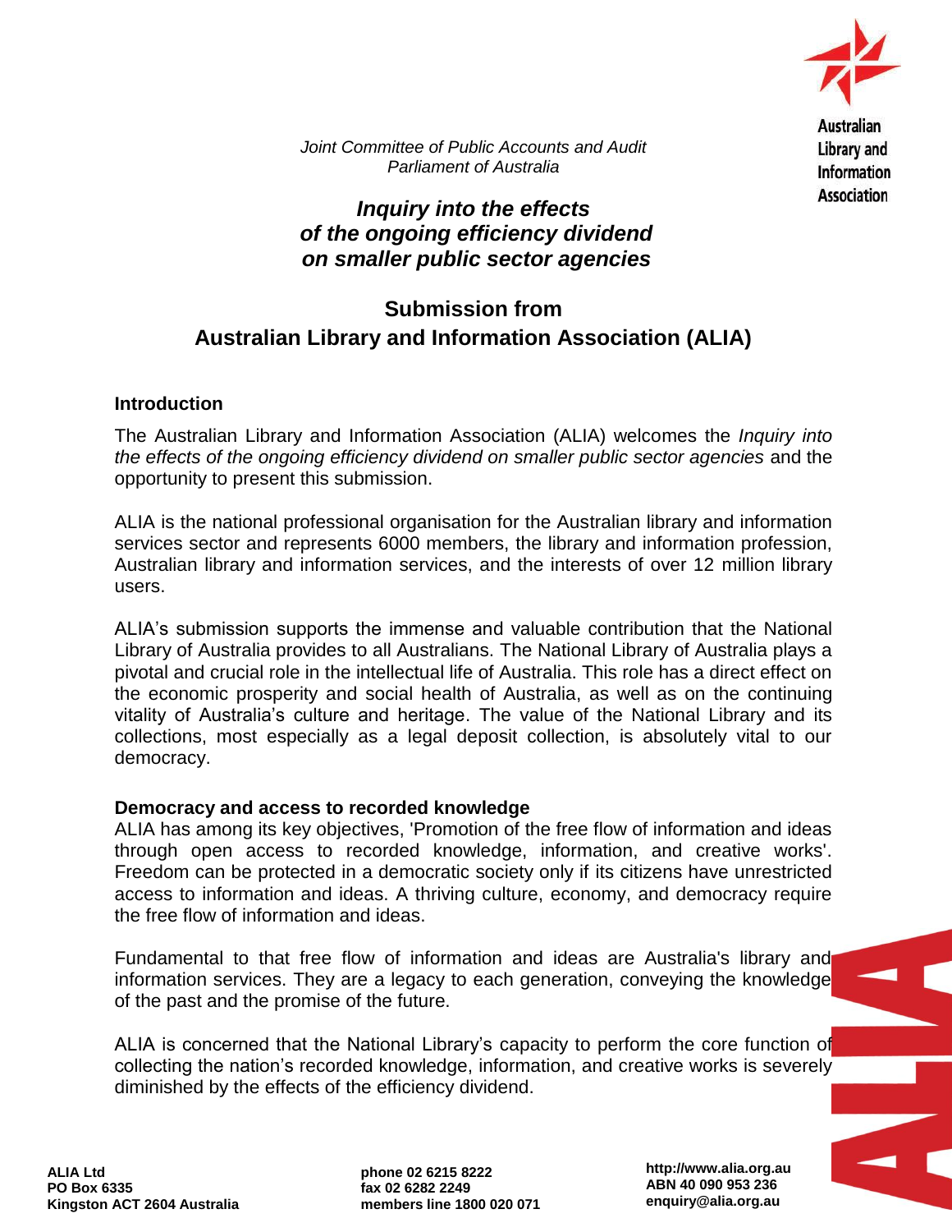*Joint Committee of Public Accounts and Audit*
*Parliament of Australia*

# *Inquiry into the effects of the ongoing efficiency dividend on smaller public sector agencies*

## Submission from Australian Library and Information Association (ALIA)

### Introduction

The Australian Library and Information Association (ALIA) welcomes the *Inquiry into the effects of the ongoing efficiency dividend on smaller public sector agencies* and the opportunity to present this submission.

ALIA is the national professional organisation for the Australian library and information services sector and represents 6000 members, the library and information profession, Australian library and information services, and the interests of over 12 million library users.

ALIA's submission supports the immense and valuable contribution that the National Library of Australia provides to all Australians. The National Library of Australia plays a pivotal and crucial role in the intellectual life of Australia. This role has a direct effect on the economic prosperity and social health of Australia, as well as on the continuing vitality of Australia's culture and heritage. The value of the National Library and its collections, most especially as a legal deposit collection, is absolutely vital to our democracy.

### Democracy and access to recorded knowledge

ALIA has among its key objectives, 'Promotion of the free flow of information and ideas through open access to recorded knowledge, information, and creative works'. Freedom can be protected in a democratic society only if its citizens have unrestricted access to information and ideas. A thriving culture, economy, and democracy require the free flow of information and ideas.

Fundamental to that free flow of information and ideas are Australia's library and information services. They are a legacy to each generation, conveying the knowledge of the past and the promise of the future.

ALIA is concerned that the National Library's capacity to perform the core function of collecting the nation's recorded knowledge, information, and creative works is severely diminished by the effects of the efficiency dividend.

**ALIA Ltd**
**PO Box 6335**
**Kingston ACT 2604 Australia**

**phone 02 6215 8222**
**fax 02 6282 2249**
**members line 1800 020 071**

**http://www.alia.org.au**
**ABN 40 090 953 236**
**enquiry@alia.org.au**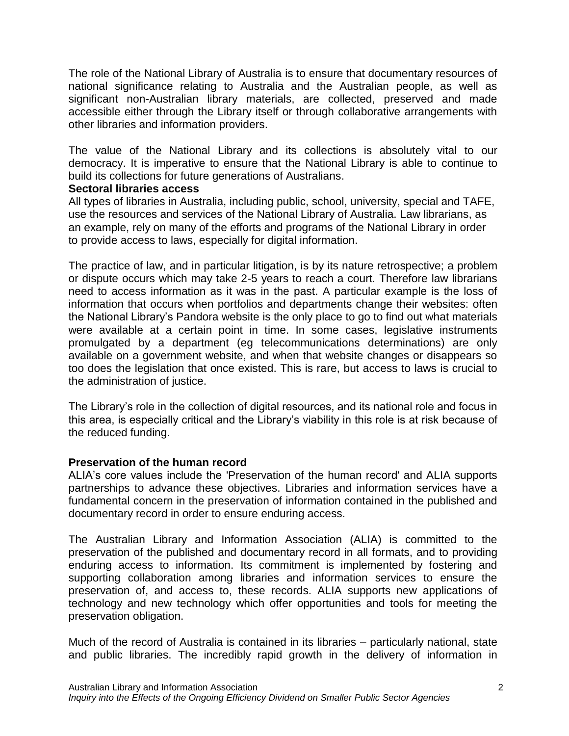The role of the National Library of Australia is to ensure that documentary resources of national significance relating to Australia and the Australian people, as well as significant non-Australian library materials, are collected, preserved and made accessible either through the Library itself or through collaborative arrangements with other libraries and information providers.

The value of the National Library and its collections is absolutely vital to our democracy. It is imperative to ensure that the National Library is able to continue to build its collections for future generations of Australians.

**Sectoral libraries access**

All types of libraries in Australia, including public, school, university, special and TAFE, use the resources and services of the National Library of Australia. Law librarians, as an example, rely on many of the efforts and programs of the National Library in order to provide access to laws, especially for digital information.

The practice of law, and in particular litigation, is by its nature retrospective; a problem or dispute occurs which may take 2-5 years to reach a court. Therefore law librarians need to access information as it was in the past. A particular example is the loss of information that occurs when portfolios and departments change their websites: often the National Library's Pandora website is the only place to go to find out what materials were available at a certain point in time. In some cases, legislative instruments promulgated by a department (eg telecommunications determinations) are only available on a government website, and when that website changes or disappears so too does the legislation that once existed. This is rare, but access to laws is crucial to the administration of justice.

The Library's role in the collection of digital resources, and its national role and focus in this area, is especially critical and the Library's viability in this role is at risk because of the reduced funding.

**Preservation of the human record**

ALIA's core values include the 'Preservation of the human record' and ALIA supports partnerships to advance these objectives. Libraries and information services have a fundamental concern in the preservation of information contained in the published and documentary record in order to ensure enduring access.

The Australian Library and Information Association (ALIA) is committed to the preservation of the published and documentary record in all formats, and to providing enduring access to information. Its commitment is implemented by fostering and supporting collaboration among libraries and information services to ensure the preservation of, and access to, these records. ALIA supports new applications of technology and new technology which offer opportunities and tools for meeting the preservation obligation.

Much of the record of Australia is contained in its libraries – particularly national, state and public libraries. The incredibly rapid growth in the delivery of information in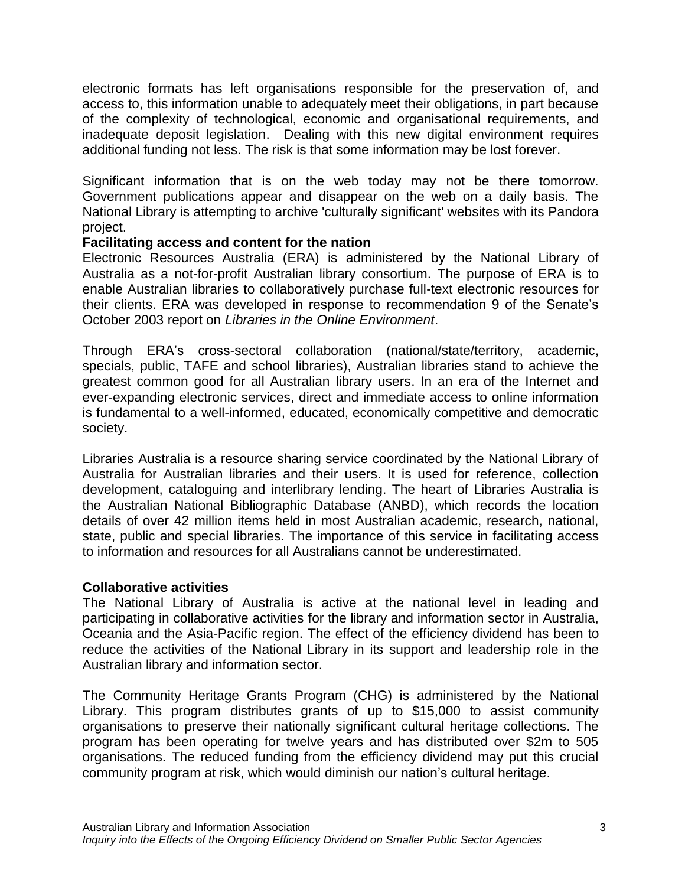electronic formats has left organisations responsible for the preservation of, and access to, this information unable to adequately meet their obligations, in part because of the complexity of technological, economic and organisational requirements, and inadequate deposit legislation. Dealing with this new digital environment requires additional funding not less. The risk is that some information may be lost forever.

Significant information that is on the web today may not be there tomorrow. Government publications appear and disappear on the web on a daily basis. The National Library is attempting to archive 'culturally significant' websites with its Pandora project.

**Facilitating access and content for the nation**

Electronic Resources Australia (ERA) is administered by the National Library of Australia as a not-for-profit Australian library consortium. The purpose of ERA is to enable Australian libraries to collaboratively purchase full-text electronic resources for their clients. ERA was developed in response to recommendation 9 of the Senate's October 2003 report on *Libraries in the Online Environment*.

Through ERA's cross-sectoral collaboration (national/state/territory, academic, specials, public, TAFE and school libraries), Australian libraries stand to achieve the greatest common good for all Australian library users. In an era of the Internet and ever-expanding electronic services, direct and immediate access to online information is fundamental to a well-informed, educated, economically competitive and democratic society.

Libraries Australia is a resource sharing service coordinated by the National Library of Australia for Australian libraries and their users. It is used for reference, collection development, cataloguing and interlibrary lending. The heart of Libraries Australia is the Australian National Bibliographic Database (ANBD), which records the location details of over 42 million items held in most Australian academic, research, national, state, public and special libraries. The importance of this service in facilitating access to information and resources for all Australians cannot be underestimated.

**Collaborative activities**

The National Library of Australia is active at the national level in leading and participating in collaborative activities for the library and information sector in Australia, Oceania and the Asia-Pacific region. The effect of the efficiency dividend has been to reduce the activities of the National Library in its support and leadership role in the Australian library and information sector.

The Community Heritage Grants Program (CHG) is administered by the National Library. This program distributes grants of up to $15,000 to assist community organisations to preserve their nationally significant cultural heritage collections. The program has been operating for twelve years and has distributed over $2m to 505 organisations. The reduced funding from the efficiency dividend may put this crucial community program at risk, which would diminish our nation's cultural heritage.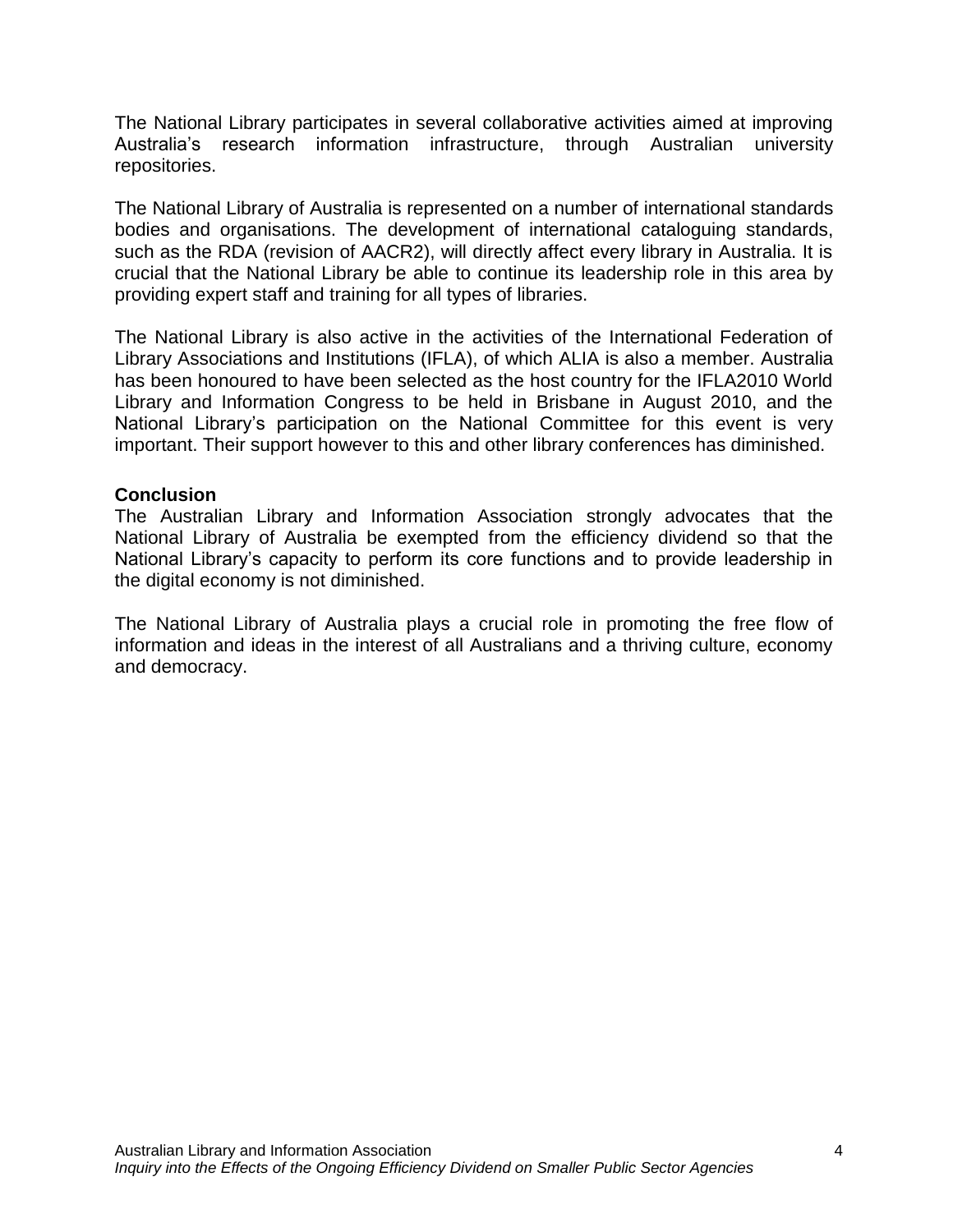The National Library participates in several collaborative activities aimed at improving Australia's research information infrastructure, through Australian university repositories.

The National Library of Australia is represented on a number of international standards bodies and organisations. The development of international cataloguing standards, such as the RDA (revision of AACR2), will directly affect every library in Australia. It is crucial that the National Library be able to continue its leadership role in this area by providing expert staff and training for all types of libraries.

The National Library is also active in the activities of the International Federation of Library Associations and Institutions (IFLA), of which ALIA is also a member. Australia has been honoured to have been selected as the host country for the IFLA2010 World Library and Information Congress to be held in Brisbane in August 2010, and the National Library's participation on the National Committee for this event is very important. Their support however to this and other library conferences has diminished.

**Conclusion**

The Australian Library and Information Association strongly advocates that the National Library of Australia be exempted from the efficiency dividend so that the National Library's capacity to perform its core functions and to provide leadership in the digital economy is not diminished.

The National Library of Australia plays a crucial role in promoting the free flow of information and ideas in the interest of all Australians and a thriving culture, economy and democracy.